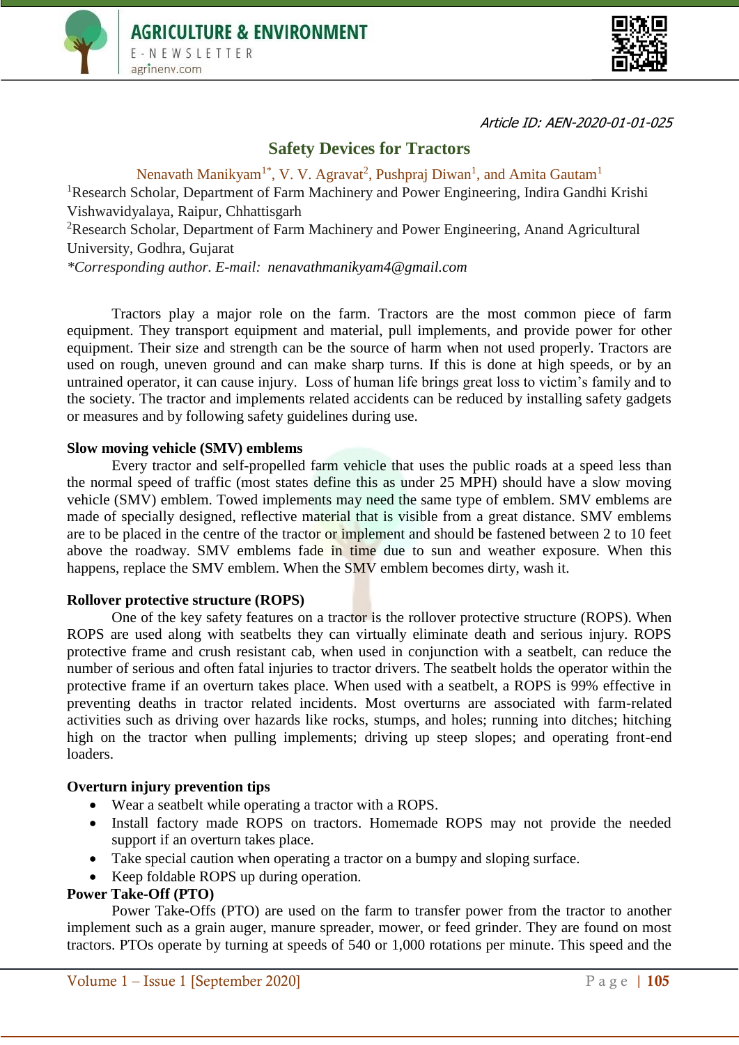Article ID: AEN-2020-01-01-025

# Safety Devices for Tractors

Nenavath Manikyam[1*], V. V. Agravat[2], Pushpraj Diwan[1], and Amita Gautam[1]

[1]Research Scholar, Department of Farm Machinery and Power Engineering, Indira Gandhi Krishi Vishwavidyalaya, Raipur, Chhattisgarh

[2]Research Scholar, Department of Farm Machinery and Power Engineering, Anand Agricultural University, Godhra, Gujarat

*\*Corresponding author. E-mail: nenavathmanikyam4@gmail.com*

Tractors play a major role on the farm. Tractors are the most common piece of farm equipment. They transport equipment and material, pull implements, and provide power for other equipment. Their size and strength can be the source of harm when not used properly. Tractors are used on rough, uneven ground and can make sharp turns. If this is done at high speeds, or by an untrained operator, it can cause injury. Loss of human life brings great loss to victim's family and to the society. The tractor and implements related accidents can be reduced by installing safety gadgets or measures and by following safety guidelines during use.

## Slow moving vehicle (SMV) emblems

Every tractor and self-propelled farm vehicle that uses the public roads at a speed less than the normal speed of traffic (most states define this as under 25 MPH) should have a slow moving vehicle (SMV) emblem. Towed implements may need the same type of emblem. SMV emblems are made of specially designed, reflective material that is visible from a great distance. SMV emblems are to be placed in the centre of the tractor or implement and should be fastened between 2 to 10 feet above the roadway. SMV emblems fade in time due to sun and weather exposure. When this happens, replace the SMV emblem. When the SMV emblem becomes dirty, wash it.

## Rollover protective structure (ROPS)

One of the key safety features on a tractor is the rollover protective structure (ROPS). When ROPS are used along with seatbelts they can virtually eliminate death and serious injury. ROPS protective frame and crush resistant cab, when used in conjunction with a seatbelt, can reduce the number of serious and often fatal injuries to tractor drivers. The seatbelt holds the operator within the protective frame if an overturn takes place. When used with a seatbelt, a ROPS is 99% effective in preventing deaths in tractor related incidents. Most overturns are associated with farm-related activities such as driving over hazards like rocks, stumps, and holes; running into ditches; hitching high on the tractor when pulling implements; driving up steep slopes; and operating front-end loaders.

## Overturn injury prevention tips

- Wear a seatbelt while operating a tractor with a ROPS.
- Install factory made ROPS on tractors. Homemade ROPS may not provide the needed support if an overturn takes place.
- Take special caution when operating a tractor on a bumpy and sloping surface.
- Keep foldable ROPS up during operation.

## Power Take-Off (PTO)

Power Take-Offs (PTO) are used on the farm to transfer power from the tractor to another implement such as a grain auger, manure spreader, mower, or feed grinder. They are found on most tractors. PTOs operate by turning at speeds of 540 or 1,000 rotations per minute. This speed and the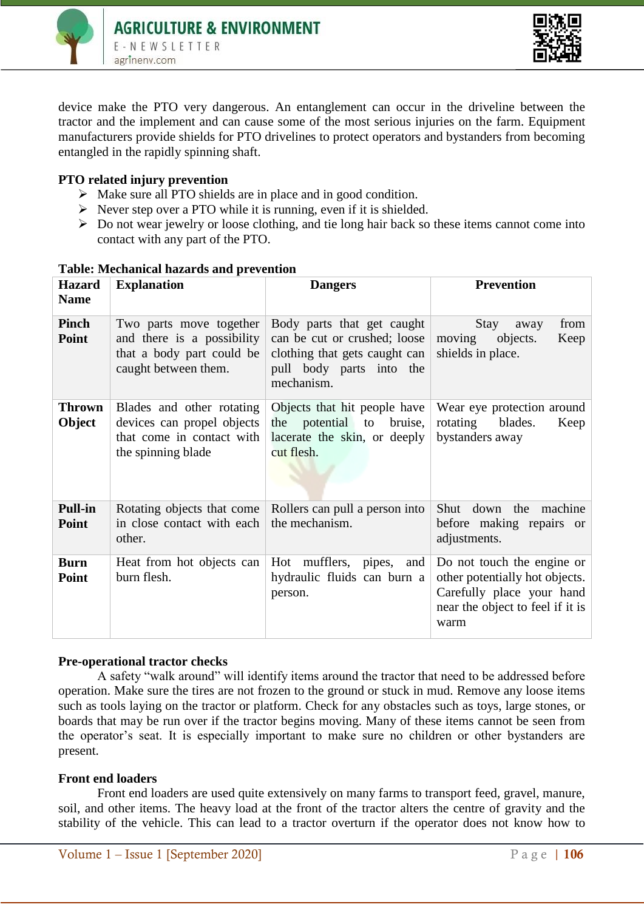device make the PTO very dangerous. An entanglement can occur in the driveline between the tractor and the implement and can cause some of the most serious injuries on the farm. Equipment manufacturers provide shields for PTO drivelines to protect operators and bystanders from becoming entangled in the rapidly spinning shaft.

**PTO related injury prevention**

- Make sure all PTO shields are in place and in good condition.
- Never step over a PTO while it is running, even if it is shielded.
- Do not wear jewelry or loose clothing, and tie long hair back so these items cannot come into contact with any part of the PTO.

**Table: Mechanical hazards and prevention**

| Hazard Name | Explanation | Dangers | Prevention |
|---|---|---|---|
| **Pinch Point** | Two parts move together and there is a possibility that a body part could be caught between them. | Body parts that get caught can be cut or crushed; loose clothing that gets caught can pull body parts into the mechanism. | Stay away from moving objects. Keep shields in place. |
| **Thrown Object** | Blades and other rotating devices can propel objects that come in contact with the spinning blade | Objects that hit people have the potential to bruise, lacerate the skin, or deeply cut flesh. | Wear eye protection around rotating blades. Keep bystanders away |
| **Pull-in Point** | Rotating objects that come in close contact with each other. | Rollers can pull a person into the mechanism. | Shut down the machine before making repairs or adjustments. |
| **Burn Point** | Heat from hot objects can burn flesh. | Hot mufflers, pipes, and hydraulic fluids can burn a person. | Do not touch the engine or other potentially hot objects. Carefully place your hand near the object to feel if it is warm |

**Pre-operational tractor checks**

A safety "walk around" will identify items around the tractor that need to be addressed before operation. Make sure the tires are not frozen to the ground or stuck in mud. Remove any loose items such as tools laying on the tractor or platform. Check for any obstacles such as toys, large stones, or boards that may be run over if the tractor begins moving. Many of these items cannot be seen from the operator's seat. It is especially important to make sure no children or other bystanders are present.

**Front end loaders**

Front end loaders are used quite extensively on many farms to transport feed, gravel, manure, soil, and other items. The heavy load at the front of the tractor alters the centre of gravity and the stability of the vehicle. This can lead to a tractor overturn if the operator does not know how to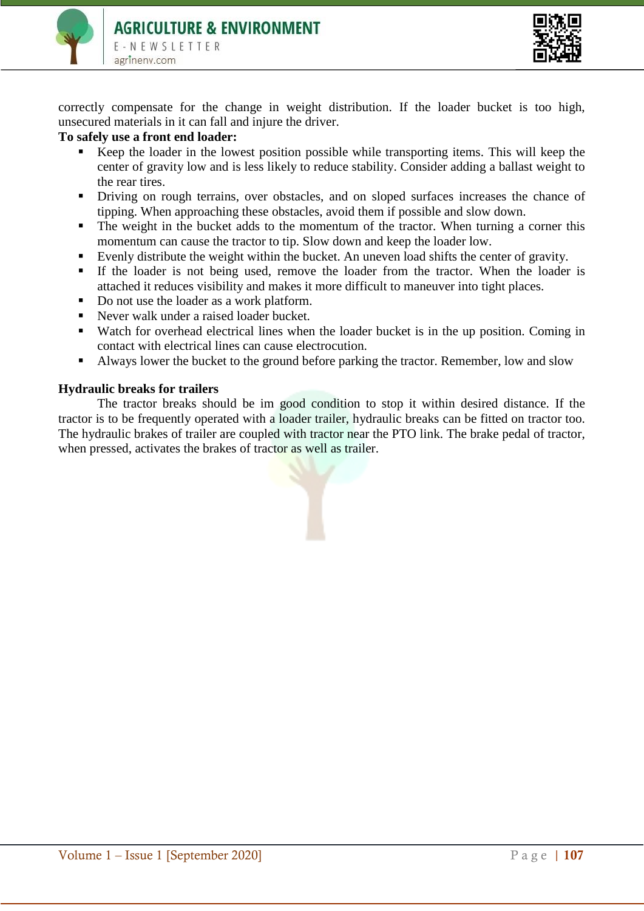correctly compensate for the change in weight distribution. If the loader bucket is too high, unsecured materials in it can fall and injure the driver.

**To safely use a front end loader:**

- Keep the loader in the lowest position possible while transporting items. This will keep the center of gravity low and is less likely to reduce stability. Consider adding a ballast weight to the rear tires.
- Driving on rough terrains, over obstacles, and on sloped surfaces increases the chance of tipping. When approaching these obstacles, avoid them if possible and slow down.
- The weight in the bucket adds to the momentum of the tractor. When turning a corner this momentum can cause the tractor to tip. Slow down and keep the loader low.
- Evenly distribute the weight within the bucket. An uneven load shifts the center of gravity.
- If the loader is not being used, remove the loader from the tractor. When the loader is attached it reduces visibility and makes it more difficult to maneuver into tight places.
- Do not use the loader as a work platform.
- Never walk under a raised loader bucket.
- Watch for overhead electrical lines when the loader bucket is in the up position. Coming in contact with electrical lines can cause electrocution.
- Always lower the bucket to the ground before parking the tractor. Remember, low and slow

**Hydraulic breaks for trailers**

The tractor breaks should be im good condition to stop it within desired distance. If the tractor is to be frequently operated with a loader trailer, hydraulic breaks can be fitted on tractor too. The hydraulic brakes of trailer are coupled with tractor near the PTO link. The brake pedal of tractor, when pressed, activates the brakes of tractor as well as trailer.